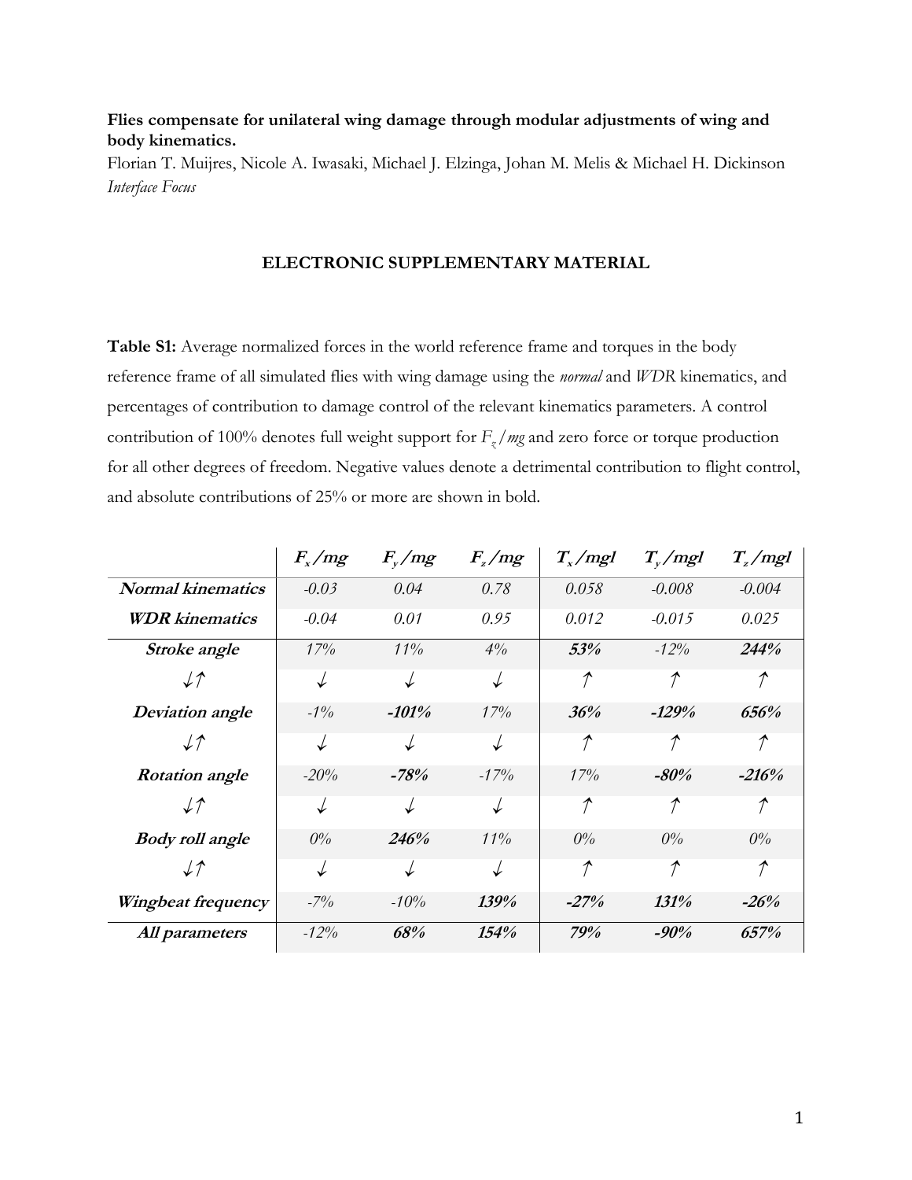**Flies compensate for unilateral wing damage through modular adjustments of wing and body kinematics.**

Florian T. Muijres, Nicole A. Iwasaki, Michael J. Elzinga, Johan M. Melis & Michael H. Dickinson
*Interface Focus*

## ELECTRONIC SUPPLEMENTARY MATERIAL

**Table S1:** Average normalized forces in the world reference frame and torques in the body reference frame of all simulated flies with wing damage using the *normal* and *WDR* kinematics, and percentages of contribution to damage control of the relevant kinematics parameters. A control contribution of 100% denotes full weight support for $F_z/mg$ and zero force or torque production for all other degrees of freedom. Negative values denote a detrimental contribution to flight control, and absolute contributions of 25% or more are shown in bold.

| | $F_x/mg$ | $F_y/mg$ | $F_z/mg$ | $T_x/mgl$ | $T_y/mgl$ | $T_z/mgl$ |
|---|---|---|---|---|---|---|
| ***Normal kinematics*** | *-0.03* | *0.04* | *0.78* | *0.058* | *-0.008* | *-0.004* |
| ***WDR kinematics*** | *-0.04* | *0.01* | *0.95* | *0.012* | *-0.015* | *0.025* |
| ***Stroke angle*** | *17%* | *11%* | *4%* | ***53%*** | *-12%* | ***244%*** |
| ↓↑ | ↓ | ↓ | ↓ | ↑ | ↑ | ↑ |
| ***Deviation angle*** | *-1%* | ***-101%*** | *17%* | ***36%*** | ***-129%*** | ***656%*** |
| ↓↑ | ↓ | ↓ | ↓ | ↑ | ↑ | ↑ |
| ***Rotation angle*** | *-20%* | ***-78%*** | *-17%* | *17%* | ***-80%*** | ***-216%*** |
| ↓↑ | ↓ | ↓ | ↓ | ↑ | ↑ | ↑ |
| ***Body roll angle*** | *0%* | ***246%*** | *11%* | *0%* | *0%* | *0%* |
| ↓↑ | ↓ | ↓ | ↓ | ↑ | ↑ | ↑ |
| ***Wingbeat frequency*** | *-7%* | *-10%* | ***139%*** | ***-27%*** | ***131%*** | ***-26%*** |
| ***All parameters*** | *-12%* | ***68%*** | ***154%*** | ***79%*** | ***-90%*** | ***657%*** |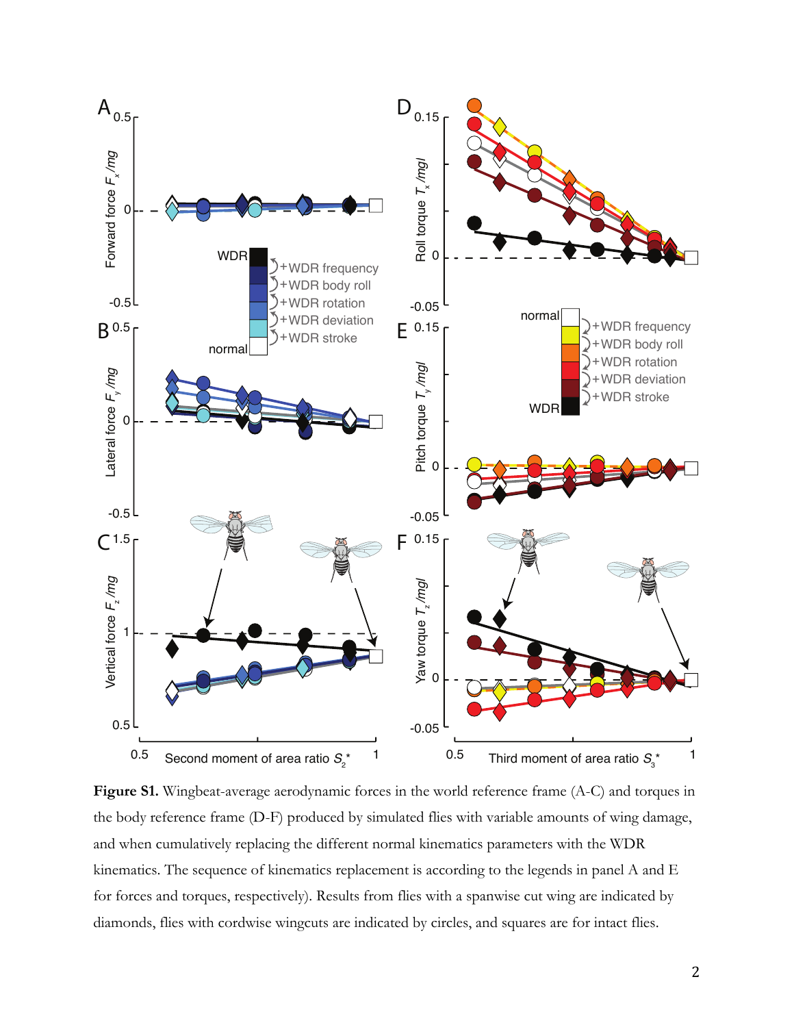**Figure S1.** Wingbeat-average aerodynamic forces in the world reference frame (A-C) and torques in the body reference frame (D-F) produced by simulated flies with variable amounts of wing damage, and when cumulatively replacing the different normal kinematics parameters with the WDR kinematics. The sequence of kinematics replacement is according to the legends in panel A and E for forces and torques, respectively). Results from flies with a spanwise cut wing are indicated by diamonds, flies with cordwise wingcuts are indicated by circles, and squares are for intact flies.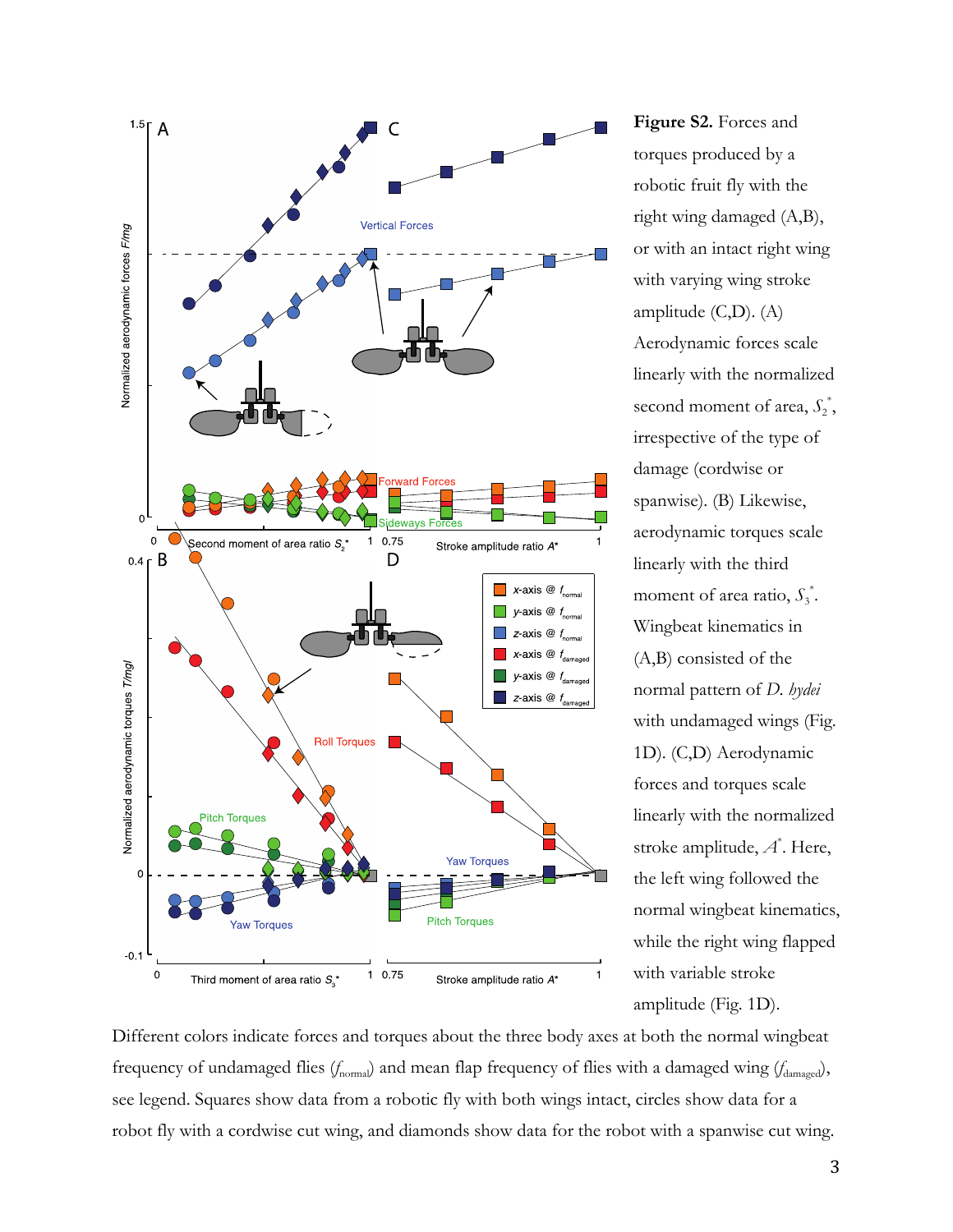**Figure S2.** Forces and torques produced by a robotic fruit fly with the right wing damaged (A,B), or with an intact right wing with varying wing stroke amplitude (C,D). (A) Aerodynamic forces scale linearly with the normalized second moment of area, $S_2^*$, irrespective of the type of damage (cordwise or spanwise). (B) Likewise, aerodynamic torques scale linearly with the third moment of area ratio, $S_3^*$. Wingbeat kinematics in (A,B) consisted of the normal pattern of *D. hydei* with undamaged wings (Fig. 1D). (C,D) Aerodynamic forces and torques scale linearly with the normalized stroke amplitude, $A^*$. Here, the left wing followed the normal wingbeat kinematics, while the right wing flapped with variable stroke amplitude (Fig. 1D). Different colors indicate forces and torques about the three body axes at both the normal wingbeat frequency of undamaged flies ($f_{normal}$) and mean flap frequency of flies with a damaged wing ($f_{damaged}$), see legend. Squares show data from a robotic fly with both wings intact, circles show data for a robot fly with a cordwise cut wing, and diamonds show data for the robot with a spanwise cut wing.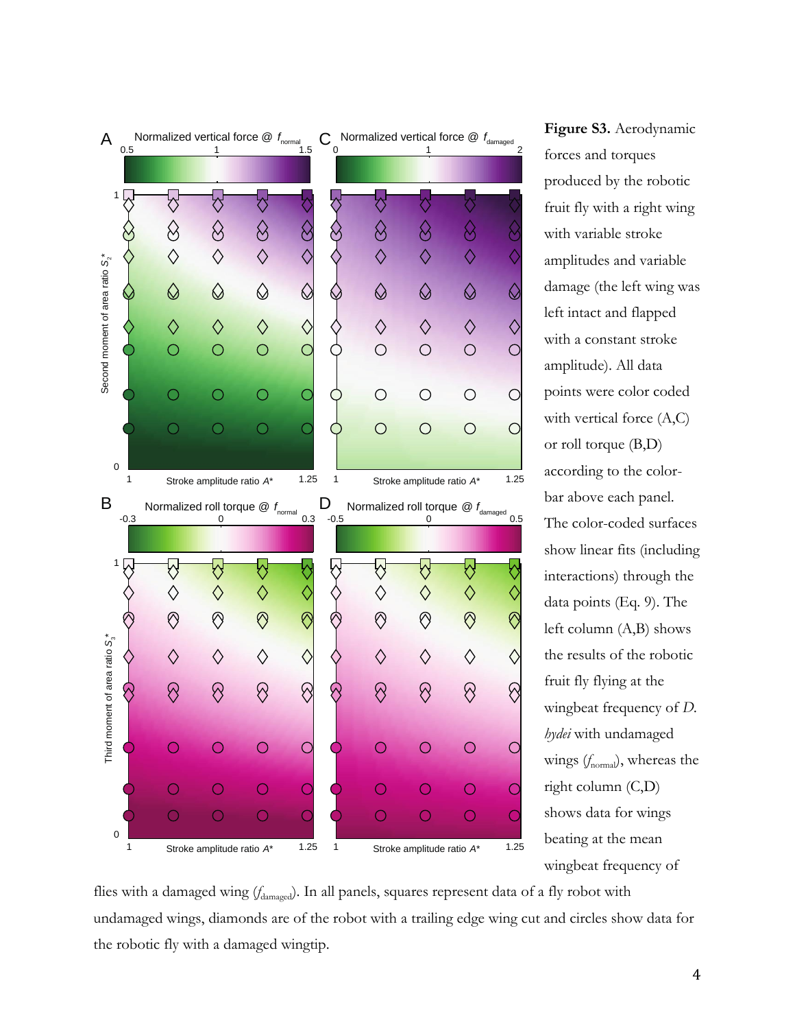**Figure S3.** Aerodynamic forces and torques produced by the robotic fruit fly with a right wing with variable stroke amplitudes and variable damage (the left wing was left intact and flapped with a constant stroke amplitude). All data points were color coded with vertical force (A,C) or roll torque (B,D) according to the color-bar above each panel. The color-coded surfaces show linear fits (including interactions) through the data points (Eq. 9). The left column (A,B) shows the results of the robotic fruit fly flying at the wingbeat frequency of *D. hydei* with undamaged wings ($f_{\text{normal}}$), whereas the right column (C,D) shows data for wings beating at the mean wingbeat frequency of flies with a damaged wing ($f_{\text{damaged}}$). In all panels, squares represent data of a fly robot with undamaged wings, diamonds are of the robot with a trailing edge wing cut and circles show data for the robotic fly with a damaged wingtip.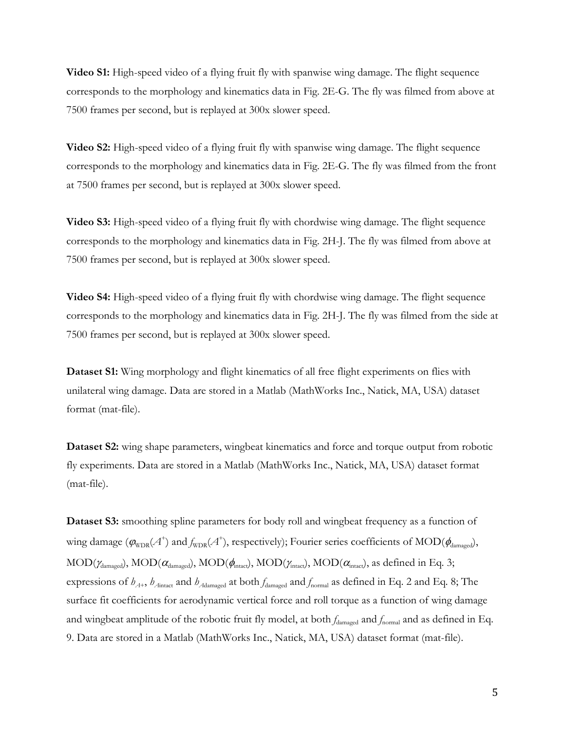**Video S1:** High-speed video of a flying fruit fly with spanwise wing damage. The flight sequence corresponds to the morphology and kinematics data in Fig. 2E-G. The fly was filmed from above at 7500 frames per second, but is replayed at 300x slower speed.

**Video S2:** High-speed video of a flying fruit fly with spanwise wing damage. The flight sequence corresponds to the morphology and kinematics data in Fig. 2E-G. The fly was filmed from the front at 7500 frames per second, but is replayed at 300x slower speed.

**Video S3:** High-speed video of a flying fruit fly with chordwise wing damage. The flight sequence corresponds to the morphology and kinematics data in Fig. 2H-J. The fly was filmed from above at 7500 frames per second, but is replayed at 300x slower speed.

**Video S4:** High-speed video of a flying fruit fly with chordwise wing damage. The flight sequence corresponds to the morphology and kinematics data in Fig. 2H-J. The fly was filmed from the side at 7500 frames per second, but is replayed at 300x slower speed.

**Dataset S1:** Wing morphology and flight kinematics of all free flight experiments on flies with unilateral wing damage. Data are stored in a Matlab (MathWorks Inc., Natick, MA, USA) dataset format (mat-file).

**Dataset S2:** wing shape parameters, wingbeat kinematics and force and torque output from robotic fly experiments. Data are stored in a Matlab (MathWorks Inc., Natick, MA, USA) dataset format (mat-file).

**Dataset S3:** smoothing spline parameters for body roll and wingbeat frequency as a function of wing damage ($\varphi_{\mathrm{WDR}}(A^{+})$ and $f_{\mathrm{WDR}}(A^{+})$, respectively); Fourier series coefficients of $\mathrm{MOD}(\phi_{\mathrm{damaged}})$, $\mathrm{MOD}(\gamma_{\mathrm{damaged}})$, $\mathrm{MOD}(\alpha_{\mathrm{damaged}})$, $\mathrm{MOD}(\phi_{\mathrm{intact}})$, $\mathrm{MOD}(\gamma_{\mathrm{intact}})$, $\mathrm{MOD}(\alpha_{\mathrm{intact}})$, as defined in Eq. 3; expressions of $h_{A+}$, $h_{A\mathrm{intact}}$ and $h_{A\mathrm{damaged}}$ at both $f_{\mathrm{damaged}}$ and $f_{\mathrm{normal}}$ as defined in Eq. 2 and Eq. 8; The surface fit coefficients for aerodynamic vertical force and roll torque as a function of wing damage and wingbeat amplitude of the robotic fruit fly model, at both $f_{\mathrm{damaged}}$ and $f_{\mathrm{normal}}$ and as defined in Eq. 9. Data are stored in a Matlab (MathWorks Inc., Natick, MA, USA) dataset format (mat-file).